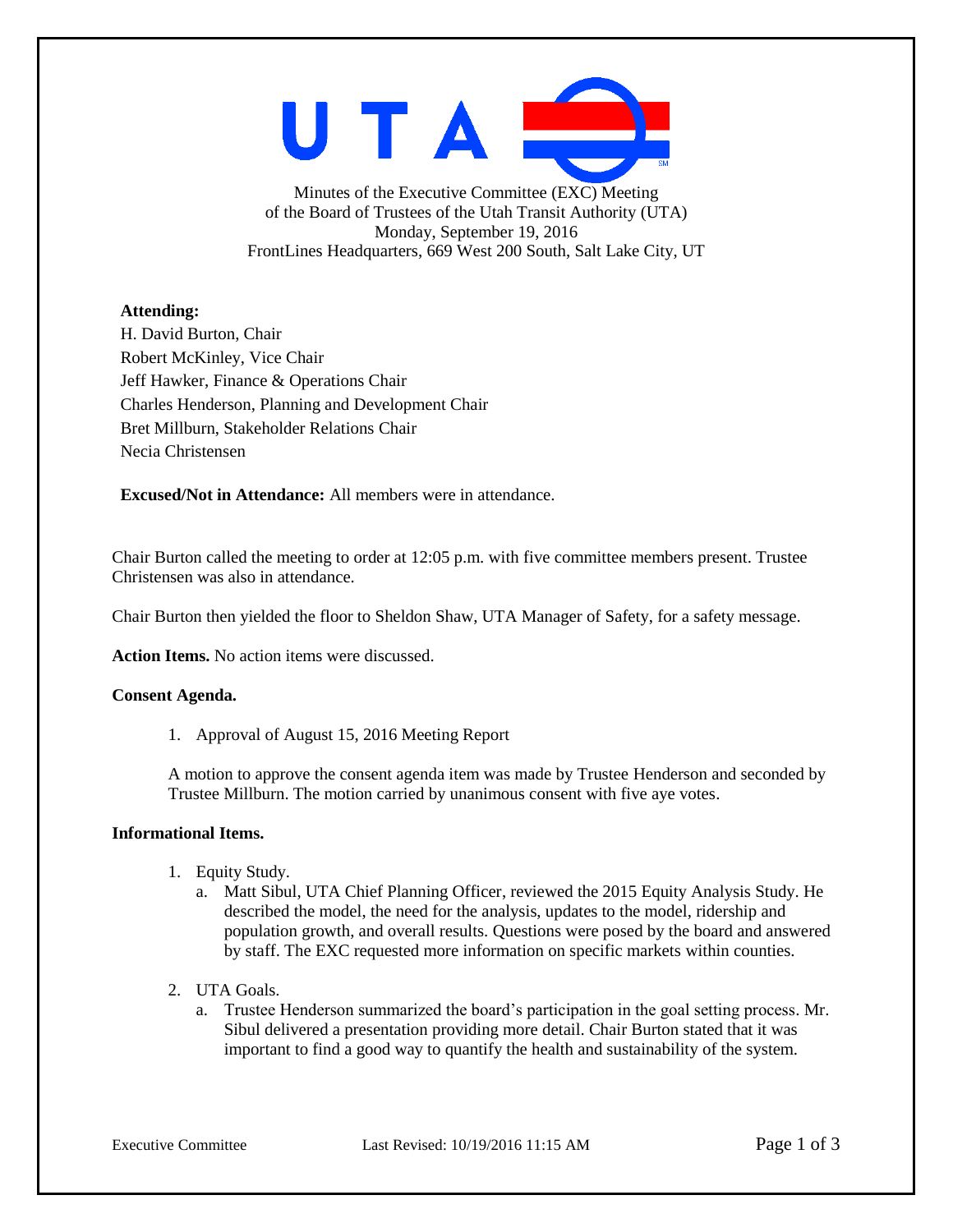Minutes of the Executive Committee (EXC) Meeting
of the Board of Trustees of the Utah Transit Authority (UTA)
Monday, September 19, 2016
FrontLines Headquarters, 669 West 200 South, Salt Lake City, UT

**Attending:**
H. David Burton, Chair
Robert McKinley, Vice Chair
Jeff Hawker, Finance & Operations Chair
Charles Henderson, Planning and Development Chair
Bret Millburn, Stakeholder Relations Chair
Necia Christensen

**Excused/Not in Attendance:** All members were in attendance.

Chair Burton called the meeting to order at 12:05 p.m. with five committee members present. Trustee Christensen was also in attendance.

Chair Burton then yielded the floor to Sheldon Shaw, UTA Manager of Safety, for a safety message.

**Action Items.** No action items were discussed.

**Consent Agenda.**

1. Approval of August 15, 2016 Meeting Report

A motion to approve the consent agenda item was made by Trustee Henderson and seconded by Trustee Millburn. The motion carried by unanimous consent with five aye votes.

**Informational Items.**

1. Equity Study.
   a. Matt Sibul, UTA Chief Planning Officer, reviewed the 2015 Equity Analysis Study. He described the model, the need for the analysis, updates to the model, ridership and population growth, and overall results. Questions were posed by the board and answered by staff. The EXC requested more information on specific markets within counties.

2. UTA Goals.
   a. Trustee Henderson summarized the board's participation in the goal setting process. Mr. Sibul delivered a presentation providing more detail. Chair Burton stated that it was important to find a good way to quantify the health and sustainability of the system.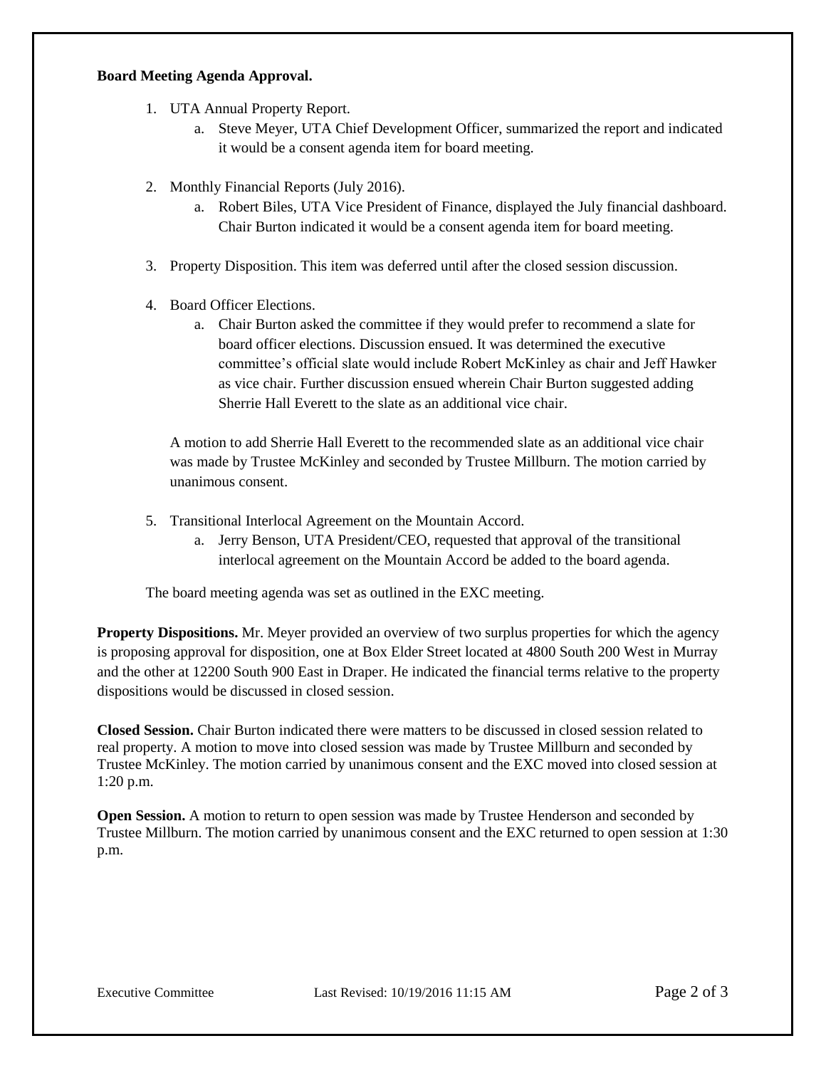**Board Meeting Agenda Approval.**

1. UTA Annual Property Report.
    a. Steve Meyer, UTA Chief Development Officer, summarized the report and indicated it would be a consent agenda item for board meeting.

2. Monthly Financial Reports (July 2016).
    a. Robert Biles, UTA Vice President of Finance, displayed the July financial dashboard. Chair Burton indicated it would be a consent agenda item for board meeting.

3. Property Disposition. This item was deferred until after the closed session discussion.

4. Board Officer Elections.
    a. Chair Burton asked the committee if they would prefer to recommend a slate for board officer elections. Discussion ensued. It was determined the executive committee's official slate would include Robert McKinley as chair and Jeff Hawker as vice chair. Further discussion ensued wherein Chair Burton suggested adding Sherrie Hall Everett to the slate as an additional vice chair.

    A motion to add Sherrie Hall Everett to the recommended slate as an additional vice chair was made by Trustee McKinley and seconded by Trustee Millburn. The motion carried by unanimous consent.

5. Transitional Interlocal Agreement on the Mountain Accord.
    a. Jerry Benson, UTA President/CEO, requested that approval of the transitional interlocal agreement on the Mountain Accord be added to the board agenda.

The board meeting agenda was set as outlined in the EXC meeting.

**Property Dispositions.** Mr. Meyer provided an overview of two surplus properties for which the agency is proposing approval for disposition, one at Box Elder Street located at 4800 South 200 West in Murray and the other at 12200 South 900 East in Draper. He indicated the financial terms relative to the property dispositions would be discussed in closed session.

**Closed Session.** Chair Burton indicated there were matters to be discussed in closed session related to real property. A motion to move into closed session was made by Trustee Millburn and seconded by Trustee McKinley. The motion carried by unanimous consent and the EXC moved into closed session at 1:20 p.m.

**Open Session.** A motion to return to open session was made by Trustee Henderson and seconded by Trustee Millburn. The motion carried by unanimous consent and the EXC returned to open session at 1:30 p.m.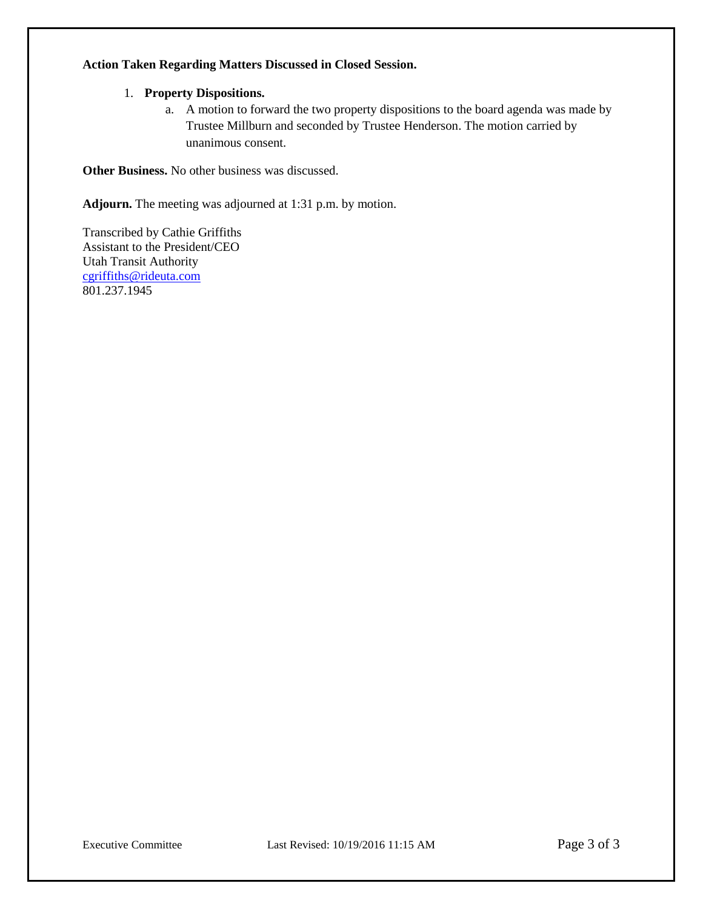**Action Taken Regarding Matters Discussed in Closed Session.**

1. **Property Dispositions.**
    a. A motion to forward the two property dispositions to the board agenda was made by Trustee Millburn and seconded by Trustee Henderson. The motion carried by unanimous consent.

**Other Business.** No other business was discussed.

**Adjourn.** The meeting was adjourned at 1:31 p.m. by motion.

Transcribed by Cathie Griffiths
Assistant to the President/CEO
Utah Transit Authority
cgriffiths@rideuta.com
801.237.1945